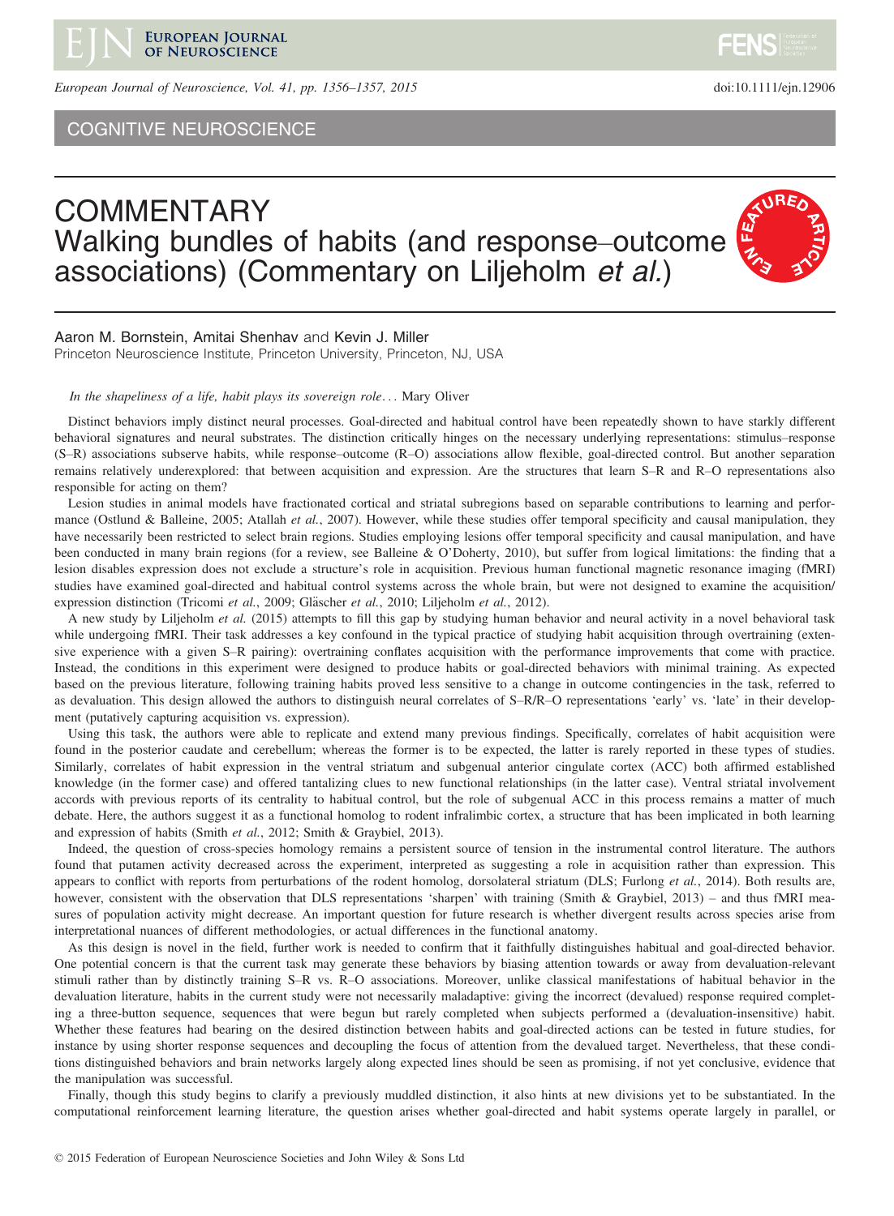# COMMENTARY

# Walking bundles of habits (and response–outcome associations) (Commentary on Liljeholm *et al.*)

Aaron M. Bornstein, Amitai Shenhav and Kevin J. Miller

Princeton Neuroscience Institute, Princeton University, Princeton, NJ, USA

*In the shapeliness of a life, habit plays its sovereign role*… Mary Oliver

Distinct behaviors imply distinct neural processes. Goal-directed and habitual control have been repeatedly shown to have starkly different behavioral signatures and neural substrates. The distinction critically hinges on the necessary underlying representations: stimulus–response (S–R) associations subserve habits, while response–outcome (R–O) associations allow flexible, goal-directed control. But another separation remains relatively underexplored: that between acquisition and expression. Are the structures that learn S–R and R–O representations also responsible for acting on them?

Lesion studies in animal models have fractionated cortical and striatal subregions based on separable contributions to learning and performance (Ostlund & Balleine, 2005; Atallah *et al.*, 2007). However, while these studies offer temporal specificity and causal manipulation, they have necessarily been restricted to select brain regions. Studies employing lesions offer temporal specificity and causal manipulation, and have been conducted in many brain regions (for a review, see Balleine & O'Doherty, 2010), but suffer from logical limitations: the finding that a lesion disables expression does not exclude a structure's role in acquisition. Previous human functional magnetic resonance imaging (fMRI) studies have examined goal-directed and habitual control systems across the whole brain, but were not designed to examine the acquisition/expression distinction (Tricomi *et al.*, 2009; Gläscher *et al.*, 2010; Liljeholm *et al.*, 2012).

A new study by Liljeholm *et al.* (2015) attempts to fill this gap by studying human behavior and neural activity in a novel behavioral task while undergoing fMRI. Their task addresses a key confound in the typical practice of studying habit acquisition through overtraining (extensive experience with a given S–R pairing): overtraining conflates acquisition with the performance improvements that come with practice. Instead, the conditions in this experiment were designed to produce habits or goal-directed behaviors with minimal training. As expected based on the previous literature, following training habits proved less sensitive to a change in outcome contingencies in the task, referred to as devaluation. This design allowed the authors to distinguish neural correlates of S–R/R–O representations 'early' vs. 'late' in their development (putatively capturing acquisition vs. expression).

Using this task, the authors were able to replicate and extend many previous findings. Specifically, correlates of habit acquisition were found in the posterior caudate and cerebellum; whereas the former is to be expected, the latter is rarely reported in these types of studies. Similarly, correlates of habit expression in the ventral striatum and subgenual anterior cingulate cortex (ACC) both affirmed established knowledge (in the former case) and offered tantalizing clues to new functional relationships (in the latter case). Ventral striatal involvement accords with previous reports of its centrality to habitual control, but the role of subgenual ACC in this process remains a matter of much debate. Here, the authors suggest it as a functional homolog to rodent infralimbic cortex, a structure that has been implicated in both learning and expression of habits (Smith *et al.*, 2012; Smith & Graybiel, 2013).

Indeed, the question of cross-species homology remains a persistent source of tension in the instrumental control literature. The authors found that putamen activity decreased across the experiment, interpreted as suggesting a role in acquisition rather than expression. This appears to conflict with reports from perturbations of the rodent homolog, dorsolateral striatum (DLS; Furlong *et al.*, 2014). Both results are, however, consistent with the observation that DLS representations 'sharpen' with training (Smith & Graybiel, 2013) – and thus fMRI measures of population activity might decrease. An important question for future research is whether divergent results across species arise from interpretational nuances of different methodologies, or actual differences in the functional anatomy.

As this design is novel in the field, further work is needed to confirm that it faithfully distinguishes habitual and goal-directed behavior. One potential concern is that the current task may generate these behaviors by biasing attention towards or away from devaluation-relevant stimuli rather than by distinctly training S–R vs. R–O associations. Moreover, unlike classical manifestations of habitual behavior in the devaluation literature, habits in the current study were not necessarily maladaptive: giving the incorrect (devalued) response required completing a three-button sequence, sequences that were begun but rarely completed when subjects performed a (devaluation-insensitive) habit. Whether these features had bearing on the desired distinction between habits and goal-directed actions can be tested in future studies, for instance by using shorter response sequences and decoupling the focus of attention from the devalued target. Nevertheless, that these conditions distinguished behaviors and brain networks largely along expected lines should be seen as promising, if not yet conclusive, evidence that the manipulation was successful.

Finally, though this study begins to clarify a previously muddled distinction, it also hints at new divisions yet to be substantiated. In the computational reinforcement learning literature, the question arises whether goal-directed and habit systems operate largely in parallel, or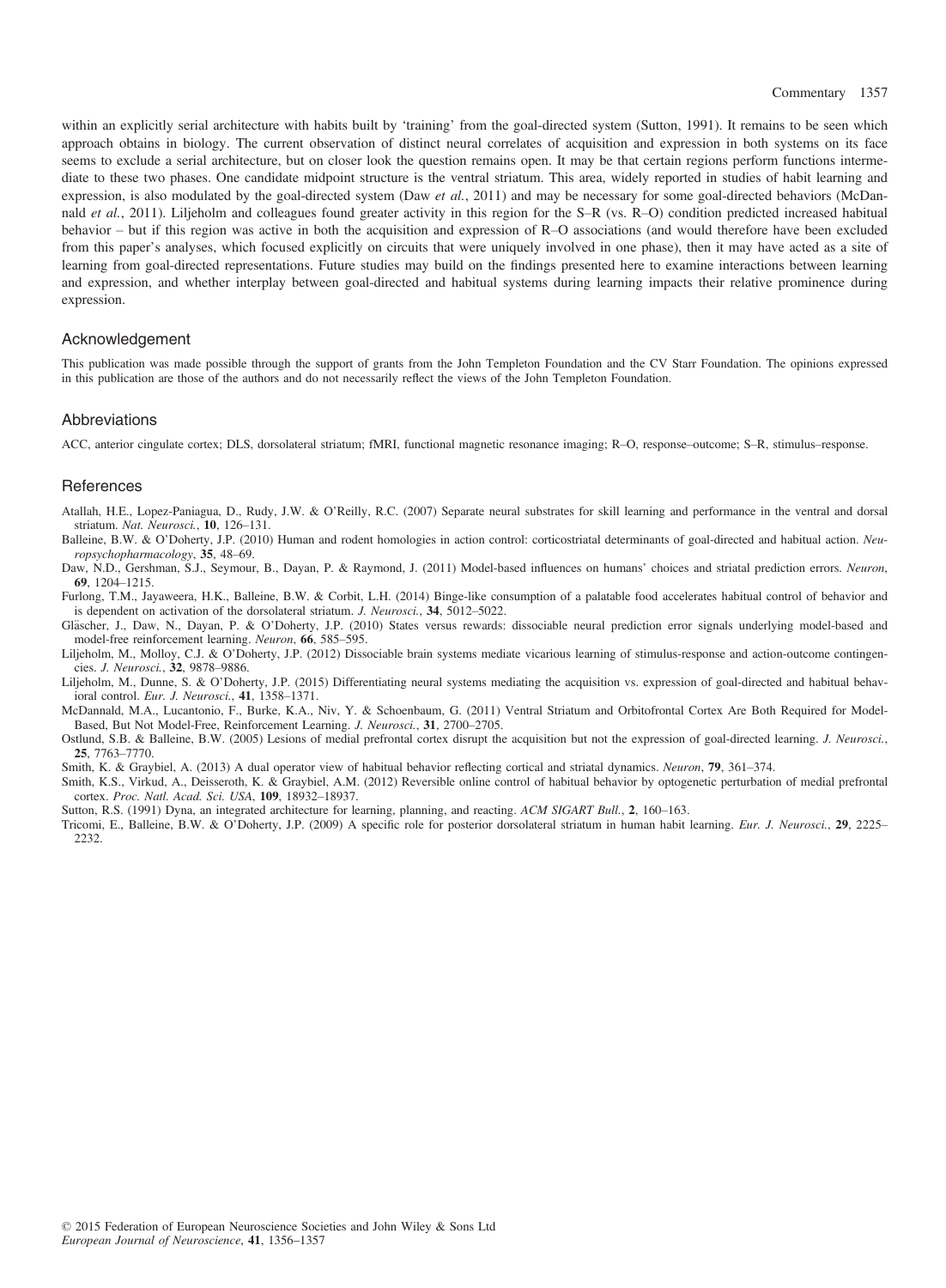within an explicitly serial architecture with habits built by 'training' from the goal-directed system (Sutton, 1991). It remains to be seen which approach obtains in biology. The current observation of distinct neural correlates of acquisition and expression in both systems on its face seems to exclude a serial architecture, but on closer look the question remains open. It may be that certain regions perform functions intermediate to these two phases. One candidate midpoint structure is the ventral striatum. This area, widely reported in studies of habit learning and expression, is also modulated by the goal-directed system (Daw *et al.*, 2011) and may be necessary for some goal-directed behaviors (McDannald *et al.*, 2011). Liljeholm and colleagues found greater activity in this region for the S–R (vs. R–O) condition predicted increased habitual behavior – but if this region was active in both the acquisition and expression of R–O associations (and would therefore have been excluded from this paper's analyses, which focused explicitly on circuits that were uniquely involved in one phase), then it may have acted as a site of learning from goal-directed representations. Future studies may build on the findings presented here to examine interactions between learning and expression, and whether interplay between goal-directed and habitual systems during learning impacts their relative prominence during expression.

## Acknowledgement

This publication was made possible through the support of grants from the John Templeton Foundation and the CV Starr Foundation. The opinions expressed in this publication are those of the authors and do not necessarily reflect the views of the John Templeton Foundation.

## Abbreviations

ACC, anterior cingulate cortex; DLS, dorsolateral striatum; fMRI, functional magnetic resonance imaging; R–O, response–outcome; S–R, stimulus–response.

## References

Atallah, H.E., Lopez-Paniagua, D., Rudy, J.W. & O'Reilly, R.C. (2007) Separate neural substrates for skill learning and performance in the ventral and dorsal striatum. *Nat. Neurosci.*, **10**, 126–131.

Balleine, B.W. & O'Doherty, J.P. (2010) Human and rodent homologies in action control: corticostriatal determinants of goal-directed and habitual action. *Neuropsychopharmacology*, **35**, 48–69.

Daw, N.D., Gershman, S.J., Seymour, B., Dayan, P. & Raymond, J. (2011) Model-based influences on humans' choices and striatal prediction errors. *Neuron*, **69**, 1204–1215.

Furlong, T.M., Jayaweera, H.K., Balleine, B.W. & Corbit, L.H. (2014) Binge-like consumption of a palatable food accelerates habitual control of behavior and is dependent on activation of the dorsolateral striatum. *J. Neurosci.*, **34**, 5012–5022.

Gläscher, J., Daw, N., Dayan, P. & O'Doherty, J.P. (2010) States versus rewards: dissociable neural prediction error signals underlying model-based and model-free reinforcement learning. *Neuron*, **66**, 585–595.

Liljeholm, M., Molloy, C.J. & O'Doherty, J.P. (2012) Dissociable brain systems mediate vicarious learning of stimulus-response and action-outcome contingencies. *J. Neurosci.*, **32**, 9878–9886.

Liljeholm, M., Dunne, S. & O'Doherty, J.P. (2015) Differentiating neural systems mediating the acquisition vs. expression of goal-directed and habitual behavioral control. *Eur. J. Neurosci.*, **41**, 1358–1371.

McDannald, M.A., Lucantonio, F., Burke, K.A., Niv, Y. & Schoenbaum, G. (2011) Ventral Striatum and Orbitofrontal Cortex Are Both Required for Model-Based, But Not Model-Free, Reinforcement Learning. *J. Neurosci.*, **31**, 2700–2705.

Ostlund, S.B. & Balleine, B.W. (2005) Lesions of medial prefrontal cortex disrupt the acquisition but not the expression of goal-directed learning. *J. Neurosci.*, **25**, 7763–7770.

Smith, K. & Graybiel, A. (2013) A dual operator view of habitual behavior reflecting cortical and striatal dynamics. *Neuron*, **79**, 361–374.

Smith, K.S., Virkud, A., Deisseroth, K. & Graybiel, A.M. (2012) Reversible online control of habitual behavior by optogenetic perturbation of medial prefrontal cortex. *Proc. Natl. Acad. Sci. USA*, **109**, 18932–18937.

Sutton, R.S. (1991) Dyna, an integrated architecture for learning, planning, and reacting. *ACM SIGART Bull.*, **2**, 160–163.

Tricomi, E., Balleine, B.W. & O'Doherty, J.P. (2009) A specific role for posterior dorsolateral striatum in human habit learning. *Eur. J. Neurosci.*, **29**, 2225–2232.